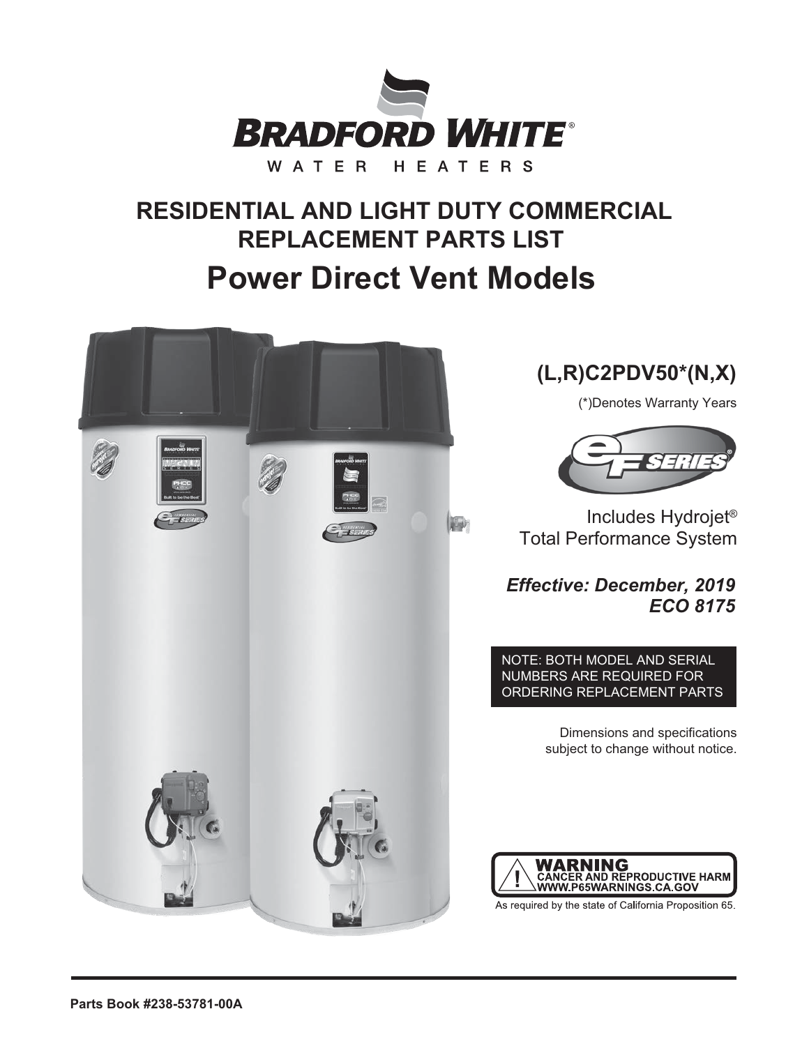# BRADFORD WHITE®

WATER HEATERS

## RESIDENTIAL AND LIGHT DUTY COMMERCIAL REPLACEMENT PARTS LIST

# Power Direct Vent Models

## (L,R)C2PDV50*(N,X)

(*)Denotes Warranty Years

Includes Hydrojet® Total Performance System

***Effective: December, 2019***
***ECO 8175***

NOTE: BOTH MODEL AND SERIAL NUMBERS ARE REQUIRED FOR ORDERING REPLACEMENT PARTS

Dimensions and specifications subject to change without notice.

**WARNING**
**CANCER AND REPRODUCTIVE HARM**
**WWW.P65WARNINGS.CA.GOV**

As required by the state of California Proposition 65.

**Parts Book #238-53781-00A**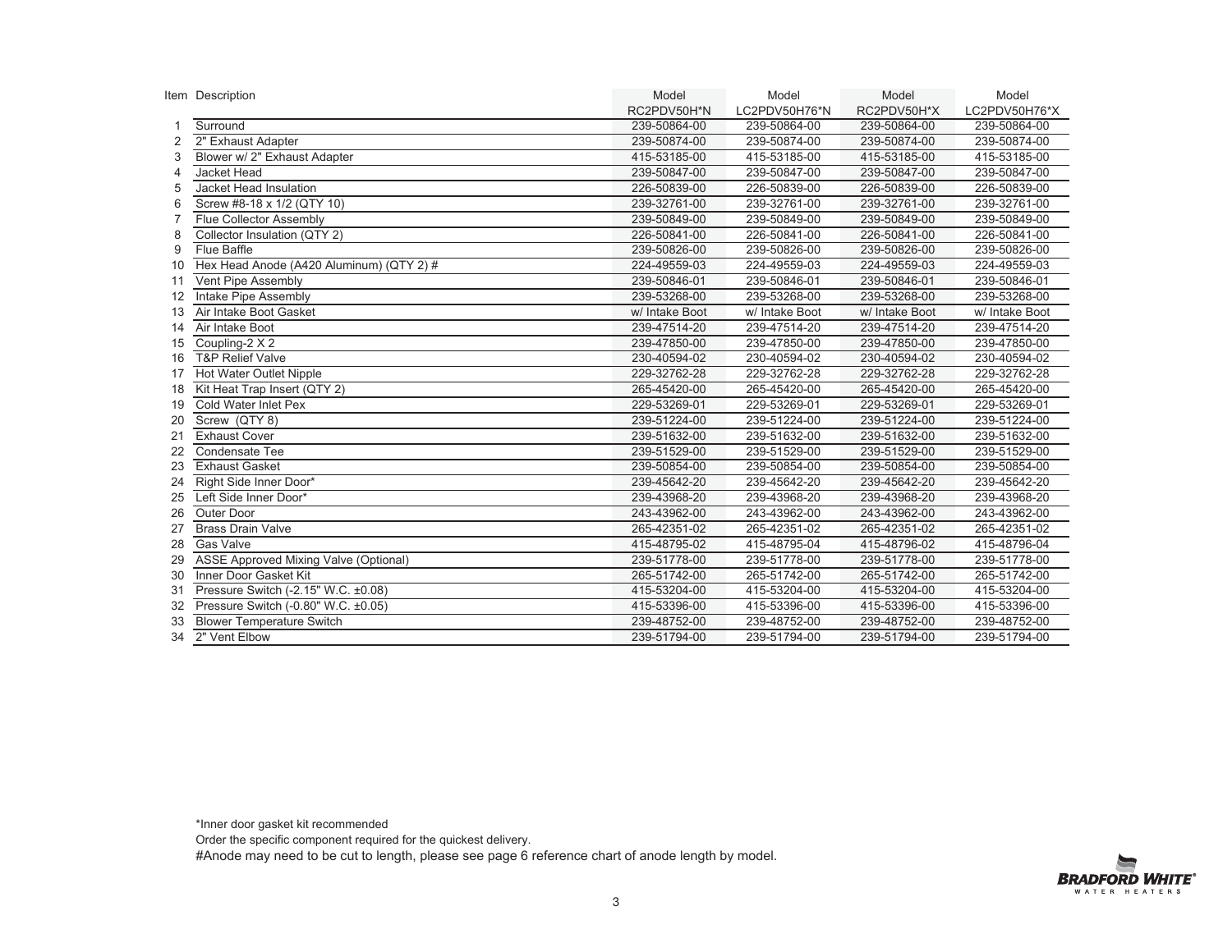| Item | Description | Model RC2PDV50H*N | Model LC2PDV50H76*N | Model RC2PDV50H*X | Model LC2PDV50H76*X |
|---|---|---|---|---|---|
| 1 | Surround | 239-50864-00 | 239-50864-00 | 239-50864-00 | 239-50864-00 |
| 2 | 2" Exhaust Adapter | 239-50874-00 | 239-50874-00 | 239-50874-00 | 239-50874-00 |
| 3 | Blower w/ 2" Exhaust Adapter | 415-53185-00 | 415-53185-00 | 415-53185-00 | 415-53185-00 |
| 4 | Jacket Head | 239-50847-00 | 239-50847-00 | 239-50847-00 | 239-50847-00 |
| 5 | Jacket Head Insulation | 226-50839-00 | 226-50839-00 | 226-50839-00 | 226-50839-00 |
| 6 | Screw #8-18 x 1/2 (QTY 10) | 239-32761-00 | 239-32761-00 | 239-32761-00 | 239-32761-00 |
| 7 | Flue Collector Assembly | 239-50849-00 | 239-50849-00 | 239-50849-00 | 239-50849-00 |
| 8 | Collector Insulation (QTY 2) | 226-50841-00 | 226-50841-00 | 226-50841-00 | 226-50841-00 |
| 9 | Flue Baffle | 239-50826-00 | 239-50826-00 | 239-50826-00 | 239-50826-00 |
| 10 | Hex Head Anode (A420 Aluminum) (QTY 2) # | 224-49559-03 | 224-49559-03 | 224-49559-03 | 224-49559-03 |
| 11 | Vent Pipe Assembly | 239-50846-01 | 239-50846-01 | 239-50846-01 | 239-50846-01 |
| 12 | Intake Pipe Assembly | 239-53268-00 | 239-53268-00 | 239-53268-00 | 239-53268-00 |
| 13 | Air Intake Boot Gasket | w/ Intake Boot | w/ Intake Boot | w/ Intake Boot | w/ Intake Boot |
| 14 | Air Intake Boot | 239-47514-20 | 239-47514-20 | 239-47514-20 | 239-47514-20 |
| 15 | Coupling-2 X 2 | 239-47850-00 | 239-47850-00 | 239-47850-00 | 239-47850-00 |
| 16 | T&P Relief Valve | 230-40594-02 | 230-40594-02 | 230-40594-02 | 230-40594-02 |
| 17 | Hot Water Outlet Nipple | 229-32762-28 | 229-32762-28 | 229-32762-28 | 229-32762-28 |
| 18 | Kit Heat Trap Insert (QTY 2) | 265-45420-00 | 265-45420-00 | 265-45420-00 | 265-45420-00 |
| 19 | Cold Water Inlet Pex | 229-53269-01 | 229-53269-01 | 229-53269-01 | 229-53269-01 |
| 20 | Screw (QTY 8) | 239-51224-00 | 239-51224-00 | 239-51224-00 | 239-51224-00 |
| 21 | Exhaust Cover | 239-51632-00 | 239-51632-00 | 239-51632-00 | 239-51632-00 |
| 22 | Condensate Tee | 239-51529-00 | 239-51529-00 | 239-51529-00 | 239-51529-00 |
| 23 | Exhaust Gasket | 239-50854-00 | 239-50854-00 | 239-50854-00 | 239-50854-00 |
| 24 | Right Side Inner Door* | 239-45642-20 | 239-45642-20 | 239-45642-20 | 239-45642-20 |
| 25 | Left Side Inner Door* | 239-43968-20 | 239-43968-20 | 239-43968-20 | 239-43968-20 |
| 26 | Outer Door | 243-43962-00 | 243-43962-00 | 243-43962-00 | 243-43962-00 |
| 27 | Brass Drain Valve | 265-42351-02 | 265-42351-02 | 265-42351-02 | 265-42351-02 |
| 28 | Gas Valve | 415-48795-02 | 415-48795-04 | 415-48796-02 | 415-48796-04 |
| 29 | ASSE Approved Mixing Valve (Optional) | 239-51778-00 | 239-51778-00 | 239-51778-00 | 239-51778-00 |
| 30 | Inner Door Gasket Kit | 265-51742-00 | 265-51742-00 | 265-51742-00 | 265-51742-00 |
| 31 | Pressure Switch (-2.15" W.C. ±0.08) | 415-53204-00 | 415-53204-00 | 415-53204-00 | 415-53204-00 |
| 32 | Pressure Switch (-0.80" W.C. ±0.05) | 415-53396-00 | 415-53396-00 | 415-53396-00 | 415-53396-00 |
| 33 | Blower Temperature Switch | 239-48752-00 | 239-48752-00 | 239-48752-00 | 239-48752-00 |
| 34 | 2" Vent Elbow | 239-51794-00 | 239-51794-00 | 239-51794-00 | 239-51794-00 |

*Inner door gasket kit recommended

Order the specific component required for the quickest delivery.

#Anode may need to be cut to length, please see page 6 reference chart of anode length by model.

BRADFORD WHITE® WATER HEATERS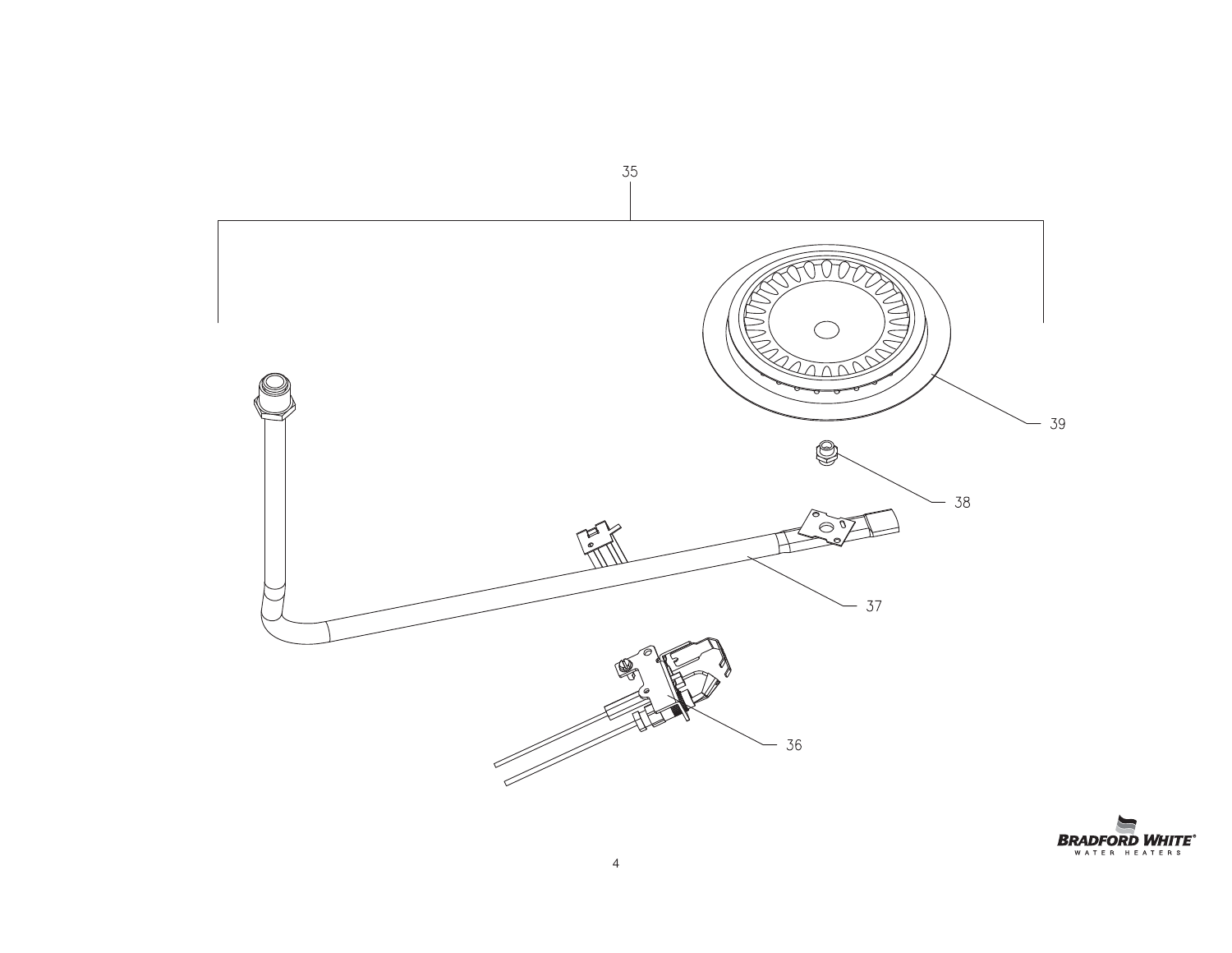35

39

38

37

36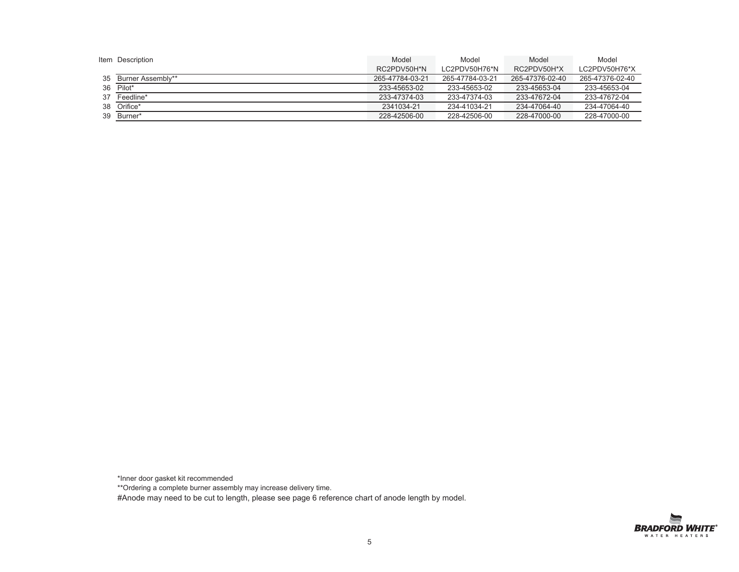| Item | Description | Model RC2PDV50H*N | Model LC2PDV50H76*N | Model RC2PDV50H*X | Model LC2PDV50H76*X |
|---|---|---|---|---|---|
| 35 | Burner Assembly** | 265-47784-03-21 | 265-47784-03-21 | 265-47376-02-40 | 265-47376-02-40 |
| 36 | Pilot* | 233-45653-02 | 233-45653-02 | 233-45653-04 | 233-45653-04 |
| 37 | Feedline* | 233-47374-03 | 233-47374-03 | 233-47672-04 | 233-47672-04 |
| 38 | Orifice* | 2341034-21 | 234-41034-21 | 234-47064-40 | 234-47064-40 |
| 39 | Burner* | 228-42506-00 | 228-42506-00 | 228-47000-00 | 228-47000-00 |

*Inner door gasket kit recommended

**Ordering a complete burner assembly may increase delivery time.

#Anode may need to be cut to length, please see page 6 reference chart of anode length by model.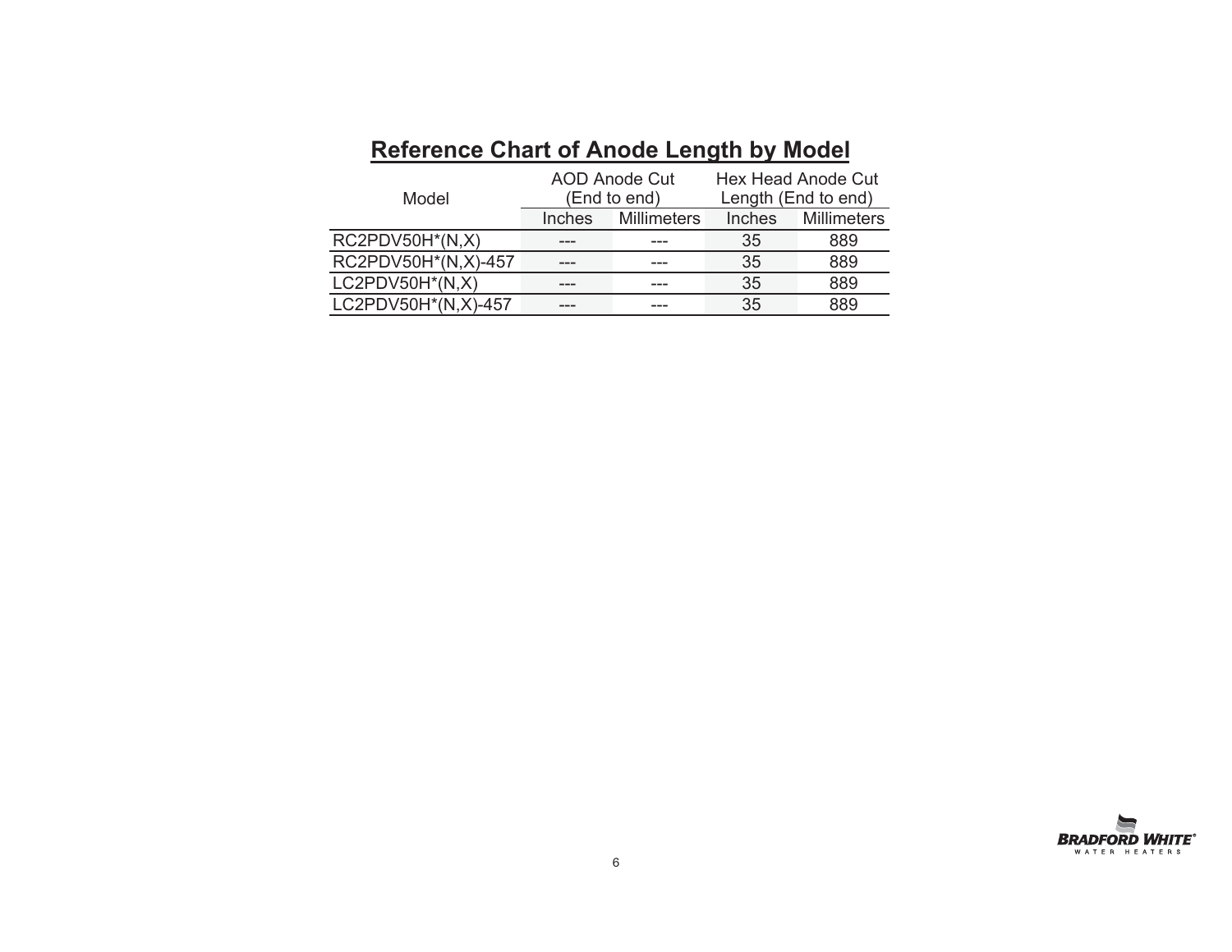## Reference Chart of Anode Length by Model

| Model | AOD Anode Cut (End to end) | | Hex Head Anode Cut Length (End to end) | |
|---|---|---|---|---|
| | Inches | Millimeters | Inches | Millimeters |
| RC2PDV50H*(N,X) | --- | --- | 35 | 889 |
| RC2PDV50H*(N,X)-457 | --- | --- | 35 | 889 |
| LC2PDV50H*(N,X) | --- | --- | 35 | 889 |
| LC2PDV50H*(N,X)-457 | --- | --- | 35 | 889 |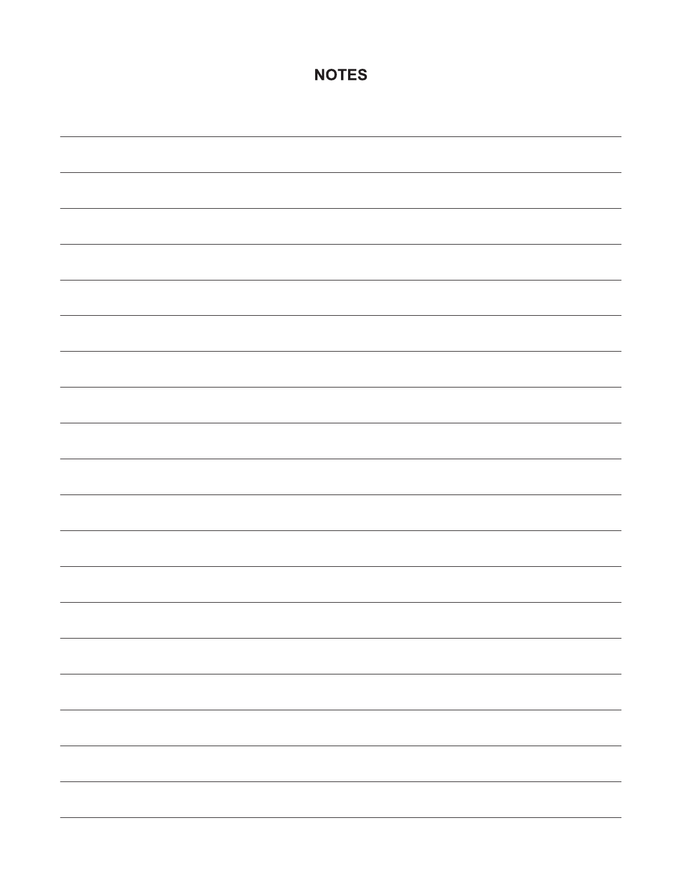# NOTES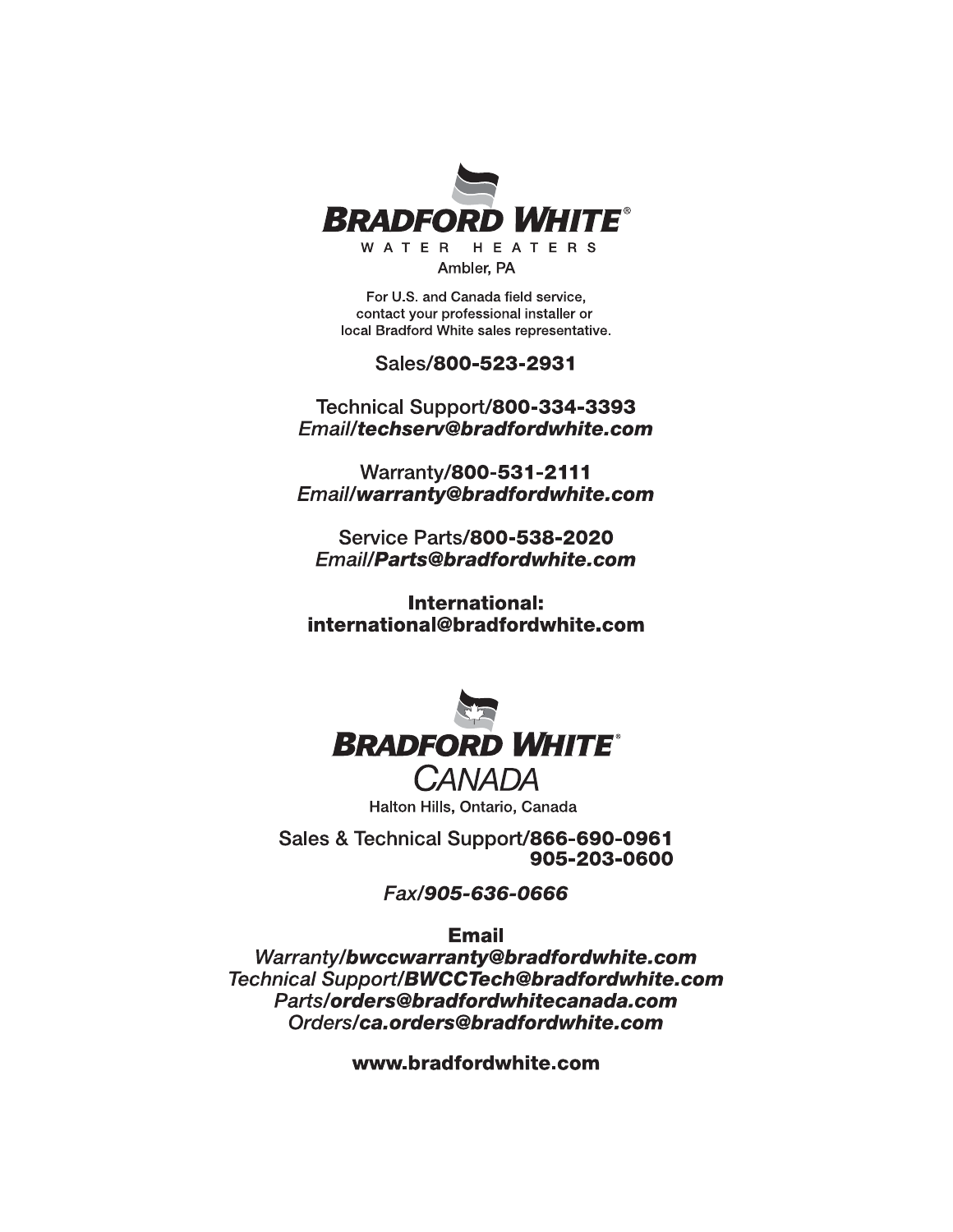**BRADFORD WHITE®**

WATER HEATERS

Ambler, PA

For U.S. and Canada field service,
contact your professional installer or
local Bradford White sales representative.

Sales/**800-523-2931**

Technical Support/**800-334-3393**
*Email/**techserv@bradfordwhite.com***

Warranty/**800-531-2111**
*Email/**warranty@bradfordwhite.com***

Service Parts/**800-538-2020**
*Email/**Parts@bradfordwhite.com***

**International:**
**international@bradfordwhite.com**

**BRADFORD WHITE®**

CANADA

Halton Hills, Ontario, Canada

Sales & Technical Support/**866-690-0961**
**905-203-0600**

*Fax/**905-636-0666***

**Email**

*Warranty/**bwccwarranty@bradfordwhite.com***
*Technical Support/**BWCCTech@bradfordwhite.com***
*Parts/**orders@bradfordwhitecanada.com***
*Orders/**ca.orders@bradfordwhite.com***

**www.bradfordwhite.com**